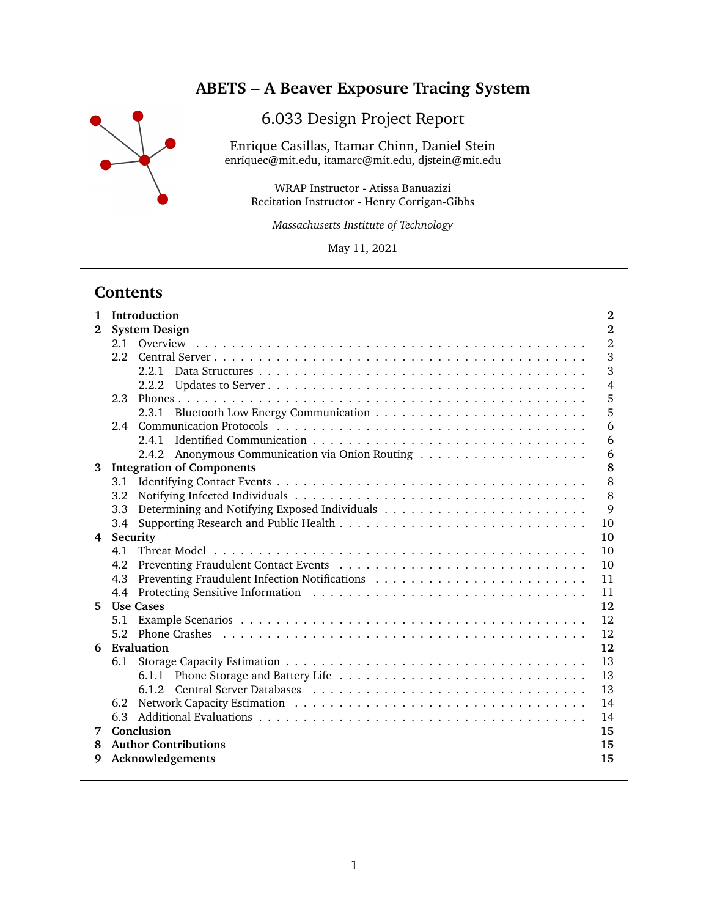# ABETS – A Beaver Exposure Tracing System

## 6.033 Design Project Report

Enrique Casillas, Itamar Chinn, Daniel Stein
enriquec@mit.edu, itamarc@mit.edu, djstein@mit.edu

WRAP Instructor - Atissa Banuazizi
Recitation Instructor - Henry Corrigan-Gibbs

*Massachusetts Institute of Technology*

May 11, 2021

---

## Contents

**1 Introduction** — **2**

**2 System Design** — **2**
- 2.1 Overview — 2
- 2.2 Central Server — 3
  - 2.2.1 Data Structures — 3
  - 2.2.2 Updates to Server — 4
- 2.3 Phones — 5
  - 2.3.1 Bluetooth Low Energy Communication — 5
- 2.4 Communication Protocols — 6
  - 2.4.1 Identified Communication — 6
  - 2.4.2 Anonymous Communication via Onion Routing — 6

**3 Integration of Components** — **8**
- 3.1 Identifying Contact Events — 8
- 3.2 Notifying Infected Individuals — 8
- 3.3 Determining and Notifying Exposed Individuals — 9
- 3.4 Supporting Research and Public Health — 10

**4 Security** — **10**
- 4.1 Threat Model — 10
- 4.2 Preventing Fraudulent Contact Events — 10
- 4.3 Preventing Fraudulent Infection Notifications — 11
- 4.4 Protecting Sensitive Information — 11

**5 Use Cases** — **12**
- 5.1 Example Scenarios — 12
- 5.2 Phone Crashes — 12

**6 Evaluation** — **12**
- 6.1 Storage Capacity Estimation — 13
  - 6.1.1 Phone Storage and Battery Life — 13
  - 6.1.2 Central Server Databases — 13
- 6.2 Network Capacity Estimation — 14
- 6.3 Additional Evaluations — 14

**7 Conclusion** — **15**

**8 Author Contributions** — **15**

**9 Acknowledgements** — **15**

---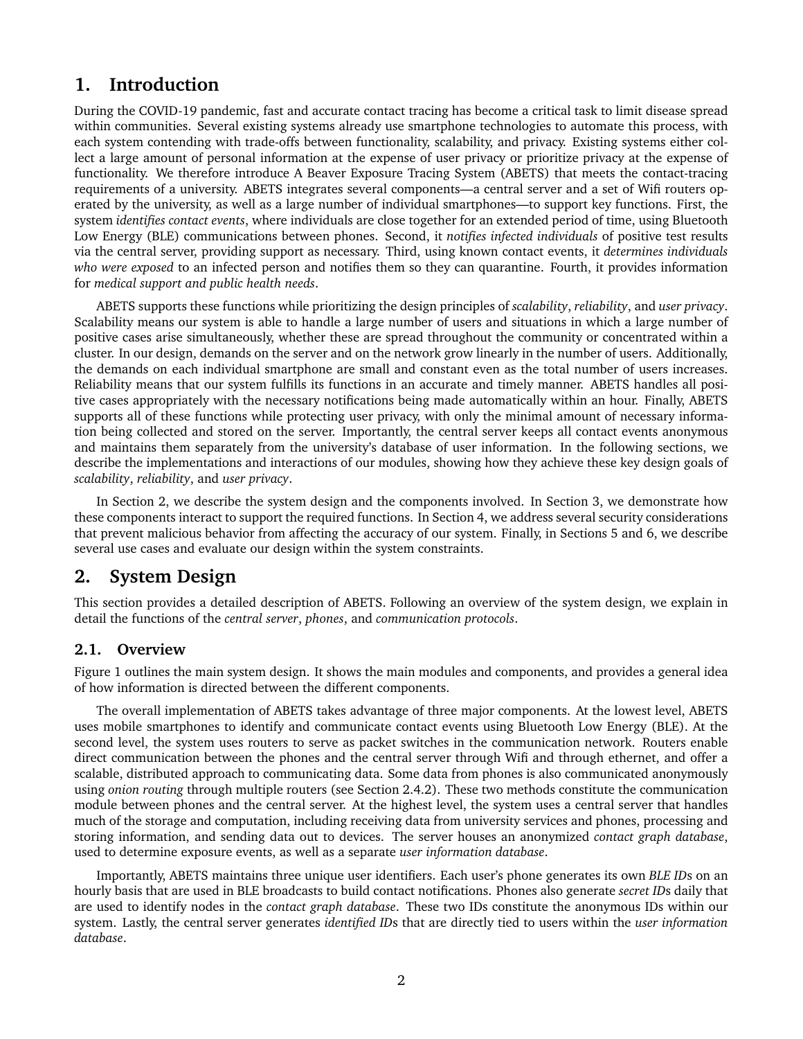# 1. Introduction

During the COVID-19 pandemic, fast and accurate contact tracing has become a critical task to limit disease spread within communities. Several existing systems already use smartphone technologies to automate this process, with each system contending with trade-offs between functionality, scalability, and privacy. Existing systems either collect a large amount of personal information at the expense of user privacy or prioritize privacy at the expense of functionality. We therefore introduce A Beaver Exposure Tracing System (ABETS) that meets the contact-tracing requirements of a university. ABETS integrates several components—a central server and a set of Wifi routers operated by the university, as well as a large number of individual smartphones—to support key functions. First, the system *identifies contact events*, where individuals are close together for an extended period of time, using Bluetooth Low Energy (BLE) communications between phones. Second, it *notifies infected individuals* of positive test results via the central server, providing support as necessary. Third, using known contact events, it *determines individuals who were exposed* to an infected person and notifies them so they can quarantine. Fourth, it provides information for *medical support and public health needs*.

ABETS supports these functions while prioritizing the design principles of *scalability*, *reliability*, and *user privacy*. Scalability means our system is able to handle a large number of users and situations in which a large number of positive cases arise simultaneously, whether these are spread throughout the community or concentrated within a cluster. In our design, demands on the server and on the network grow linearly in the number of users. Additionally, the demands on each individual smartphone are small and constant even as the total number of users increases. Reliability means that our system fulfills its functions in an accurate and timely manner. ABETS handles all positive cases appropriately with the necessary notifications being made automatically within an hour. Finally, ABETS supports all of these functions while protecting user privacy, with only the minimal amount of necessary information being collected and stored on the server. Importantly, the central server keeps all contact events anonymous and maintains them separately from the university's database of user information. In the following sections, we describe the implementations and interactions of our modules, showing how they achieve these key design goals of *scalability*, *reliability*, and *user privacy*.

In Section 2, we describe the system design and the components involved. In Section 3, we demonstrate how these components interact to support the required functions. In Section 4, we address several security considerations that prevent malicious behavior from affecting the accuracy of our system. Finally, in Sections 5 and 6, we describe several use cases and evaluate our design within the system constraints.

# 2. System Design

This section provides a detailed description of ABETS. Following an overview of the system design, we explain in detail the functions of the *central server*, *phones*, and *communication protocols*.

## 2.1. Overview

Figure 1 outlines the main system design. It shows the main modules and components, and provides a general idea of how information is directed between the different components.

The overall implementation of ABETS takes advantage of three major components. At the lowest level, ABETS uses mobile smartphones to identify and communicate contact events using Bluetooth Low Energy (BLE). At the second level, the system uses routers to serve as packet switches in the communication network. Routers enable direct communication between the phones and the central server through Wifi and through ethernet, and offer a scalable, distributed approach to communicating data. Some data from phones is also communicated anonymously using *onion routing* through multiple routers (see Section 2.4.2). These two methods constitute the communication module between phones and the central server. At the highest level, the system uses a central server that handles much of the storage and computation, including receiving data from university services and phones, processing and storing information, and sending data out to devices. The server houses an anonymized *contact graph database*, used to determine exposure events, as well as a separate *user information database*.

Importantly, ABETS maintains three unique user identifiers. Each user's phone generates its own *BLE ID*s on an hourly basis that are used in BLE broadcasts to build contact notifications. Phones also generate *secret ID*s daily that are used to identify nodes in the *contact graph database*. These two IDs constitute the anonymous IDs within our system. Lastly, the central server generates *identified ID*s that are directly tied to users within the *user information database*.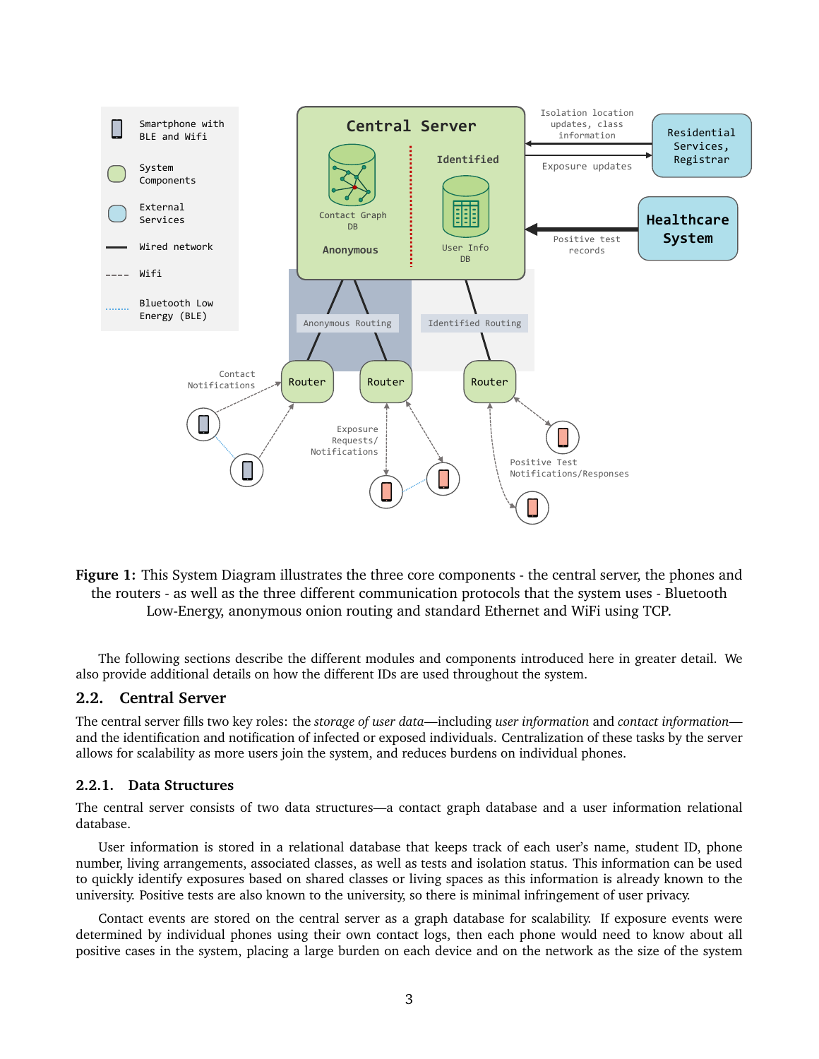**Figure 1:** This System Diagram illustrates the three core components - the central server, the phones and the routers - as well as the three different communication protocols that the system uses - Bluetooth Low-Energy, anonymous onion routing and standard Ethernet and WiFi using TCP.

The following sections describe the different modules and components introduced here in greater detail. We also provide additional details on how the different IDs are used throughout the system.

## 2.2. Central Server

The central server fills two key roles: the *storage of user data*—including *user information* and *contact information*—and the identification and notification of infected or exposed individuals. Centralization of these tasks by the server allows for scalability as more users join the system, and reduces burdens on individual phones.

### 2.2.1. Data Structures

The central server consists of two data structures—a contact graph database and a user information relational database.

User information is stored in a relational database that keeps track of each user's name, student ID, phone number, living arrangements, associated classes, as well as tests and isolation status. This information can be used to quickly identify exposures based on shared classes or living spaces as this information is already known to the university. Positive tests are also known to the university, so there is minimal infringement of user privacy.

Contact events are stored on the central server as a graph database for scalability. If exposure events were determined by individual phones using their own contact logs, then each phone would need to know about all positive cases in the system, placing a large burden on each device and on the network as the size of the system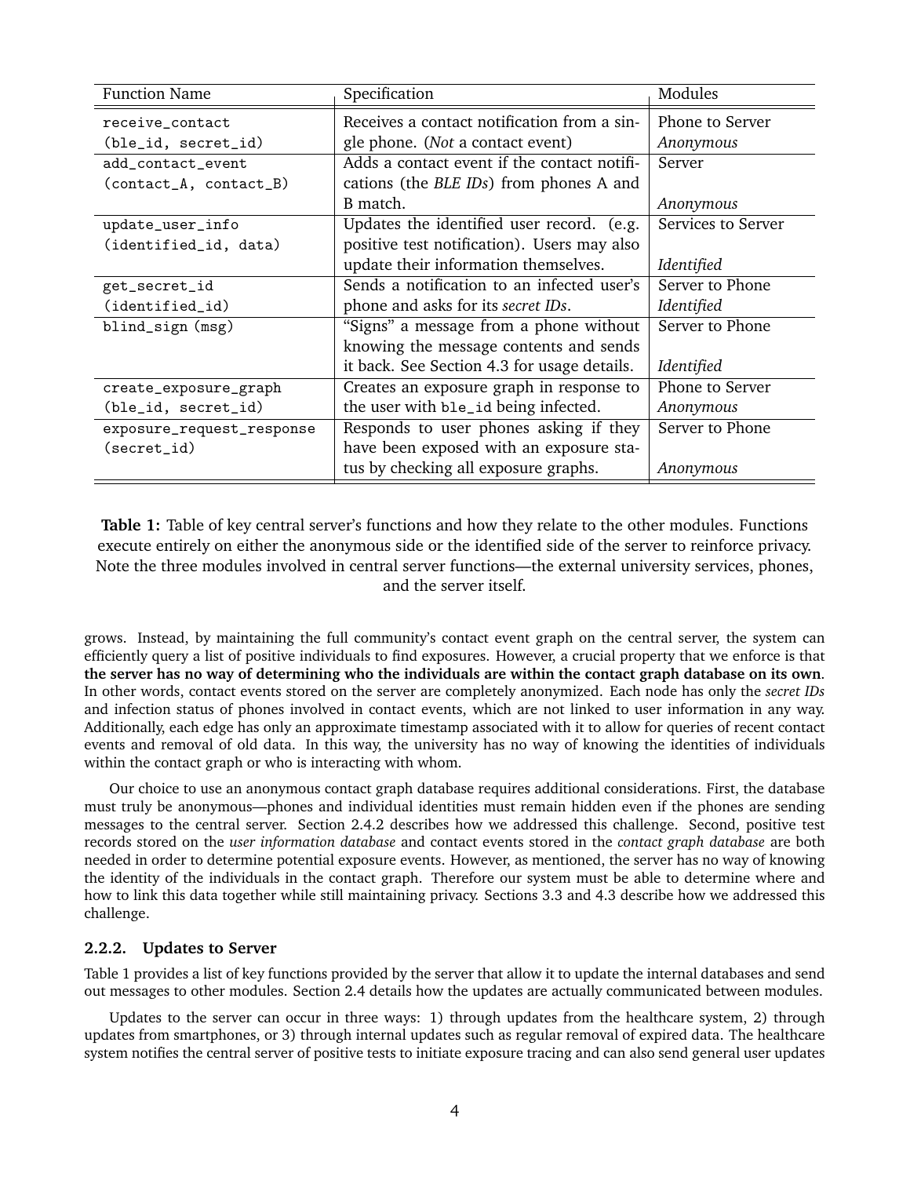| Function Name | Specification | Modules |
|---|---|---|
| `receive_contact (ble_id, secret_id)` | Receives a contact notification from a single phone. (*Not* a contact event) | Phone to Server *Anonymous* |
| `add_contact_event (contact_A, contact_B)` | Adds a contact event if the contact notifications (the *BLE IDs*) from phones A and B match. | Server *Anonymous* |
| `update_user_info (identified_id, data)` | Updates the identified user record. (e.g. positive test notification). Users may also update their information themselves. | Services to Server *Identified* |
| `get_secret_id (identified_id)` | Sends a notification to an infected user's phone and asks for its *secret IDs*. | Server to Phone *Identified* |
| `blind_sign (msg)` | "Signs" a message from a phone without knowing the message contents and sends it back. See Section 4.3 for usage details. | Server to Phone *Identified* |
| `create_exposure_graph (ble_id, secret_id)` | Creates an exposure graph in response to the user with `ble_id` being infected. | Phone to Server *Anonymous* |
| `exposure_request_response (secret_id)` | Responds to user phones asking if they have been exposed with an exposure status by checking all exposure graphs. | Server to Phone *Anonymous* |

**Table 1:** Table of key central server's functions and how they relate to the other modules. Functions execute entirely on either the anonymous side or the identified side of the server to reinforce privacy. Note the three modules involved in central server functions—the external university services, phones, and the server itself.

grows. Instead, by maintaining the full community's contact event graph on the central server, the system can efficiently query a list of positive individuals to find exposures. However, a crucial property that we enforce is that **the server has no way of determining who the individuals are within the contact graph database on its own**. In other words, contact events stored on the server are completely anonymized. Each node has only the *secret IDs* and infection status of phones involved in contact events, which are not linked to user information in any way. Additionally, each edge has only an approximate timestamp associated with it to allow for queries of recent contact events and removal of old data. In this way, the university has no way of knowing the identities of individuals within the contact graph or who is interacting with whom.

Our choice to use an anonymous contact graph database requires additional considerations. First, the database must truly be anonymous—phones and individual identities must remain hidden even if the phones are sending messages to the central server. Section 2.4.2 describes how we addressed this challenge. Second, positive test records stored on the *user information database* and contact events stored in the *contact graph database* are both needed in order to determine potential exposure events. However, as mentioned, the server has no way of knowing the identity of the individuals in the contact graph. Therefore our system must be able to determine where and how to link this data together while still maintaining privacy. Sections 3.3 and 4.3 describe how we addressed this challenge.

### 2.2.2. Updates to Server

Table 1 provides a list of key functions provided by the server that allow it to update the internal databases and send out messages to other modules. Section 2.4 details how the updates are actually communicated between modules.

Updates to the server can occur in three ways: 1) through updates from the healthcare system, 2) through updates from smartphones, or 3) through internal updates such as regular removal of expired data. The healthcare system notifies the central server of positive tests to initiate exposure tracing and can also send general user updates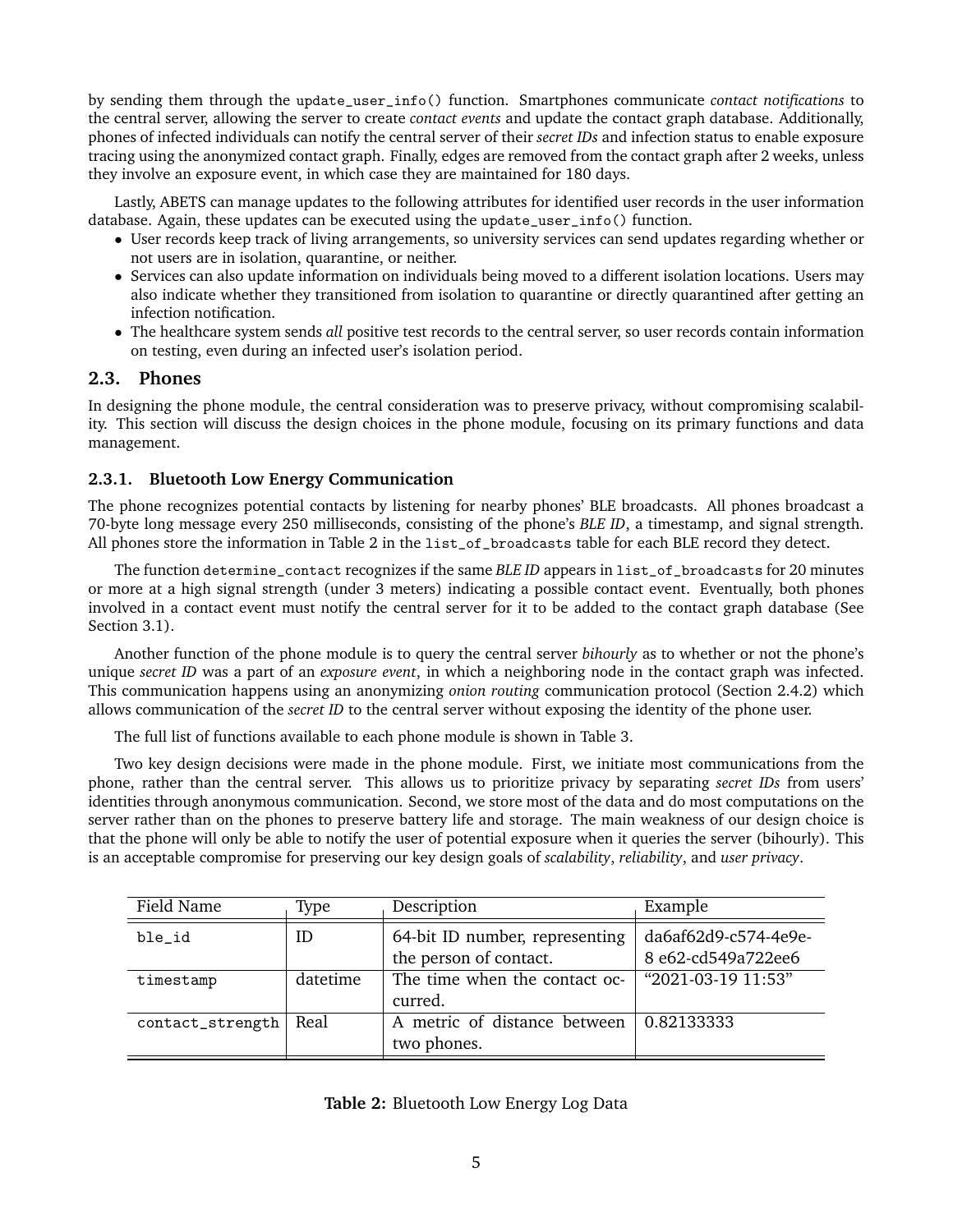by sending them through the `update_user_info()` function. Smartphones communicate *contact notifications* to the central server, allowing the server to create *contact events* and update the contact graph database. Additionally, phones of infected individuals can notify the central server of their *secret IDs* and infection status to enable exposure tracing using the anonymized contact graph. Finally, edges are removed from the contact graph after 2 weeks, unless they involve an exposure event, in which case they are maintained for 180 days.

Lastly, ABETS can manage updates to the following attributes for identified user records in the user information database. Again, these updates can be executed using the `update_user_info()` function.

- User records keep track of living arrangements, so university services can send updates regarding whether or not users are in isolation, quarantine, or neither.
- Services can also update information on individuals being moved to a different isolation locations. Users may also indicate whether they transitioned from isolation to quarantine or directly quarantined after getting an infection notification.
- The healthcare system sends *all* positive test records to the central server, so user records contain information on testing, even during an infected user's isolation period.

## 2.3. Phones

In designing the phone module, the central consideration was to preserve privacy, without compromising scalability. This section will discuss the design choices in the phone module, focusing on its primary functions and data management.

### 2.3.1. Bluetooth Low Energy Communication

The phone recognizes potential contacts by listening for nearby phones' BLE broadcasts. All phones broadcast a 70-byte long message every 250 milliseconds, consisting of the phone's *BLE ID*, a timestamp, and signal strength. All phones store the information in Table 2 in the `list_of_broadcasts` table for each BLE record they detect.

The function `determine_contact` recognizes if the same *BLE ID* appears in `list_of_broadcasts` for 20 minutes or more at a high signal strength (under 3 meters) indicating a possible contact event. Eventually, both phones involved in a contact event must notify the central server for it to be added to the contact graph database (See Section 3.1).

Another function of the phone module is to query the central server *bihourly* as to whether or not the phone's unique *secret ID* was a part of an *exposure event*, in which a neighboring node in the contact graph was infected. This communication happens using an anonymizing *onion routing* communication protocol (Section 2.4.2) which allows communication of the *secret ID* to the central server without exposing the identity of the phone user.

The full list of functions available to each phone module is shown in Table 3.

Two key design decisions were made in the phone module. First, we initiate most communications from the phone, rather than the central server. This allows us to prioritize privacy by separating *secret IDs* from users' identities through anonymous communication. Second, we store most of the data and do most computations on the server rather than on the phones to preserve battery life and storage. The main weakness of our design choice is that the phone will only be able to notify the user of potential exposure when it queries the server (bihourly). This is an acceptable compromise for preserving our key design goals of *scalability*, *reliability*, and *user privacy*.

| Field Name | Type | Description | Example |
|---|---|---|---|
| `ble_id` | ID | 64-bit ID number, representing the person of contact. | da6af62d9-c574-4e9e-8 e62-cd549a722ee6 |
| `timestamp` | datetime | The time when the contact occurred. | "2021-03-19 11:53" |
| `contact_strength` | Real | A metric of distance between two phones. | 0.82133333 |

**Table 2:** Bluetooth Low Energy Log Data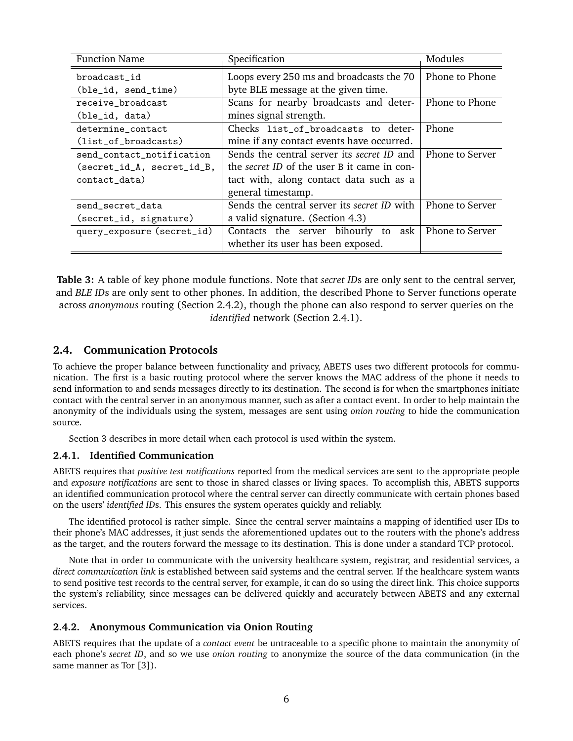| Function Name | Specification | Modules |
| --- | --- | --- |
| `broadcast_id (ble_id, send_time)` | Loops every 250 ms and broadcasts the 70 byte BLE message at the given time. | Phone to Phone |
| `receive_broadcast (ble_id, data)` | Scans for nearby broadcasts and determines signal strength. | Phone to Phone |
| `determine_contact (list_of_broadcasts)` | Checks `list_of_broadcasts` to determine if any contact events have occurred. | Phone |
| `send_contact_notification (secret_id_A, secret_id_B, contact_data)` | Sends the central server its *secret ID* and the *secret ID* of the user `B` it came in contact with, along contact data such as a general timestamp. | Phone to Server |
| `send_secret_data (secret_id, signature)` | Sends the central server its *secret ID* with a valid signature. (Section 4.3) | Phone to Server |
| `query_exposure (secret_id)` | Contacts the server bihourly to ask whether its user has been exposed. | Phone to Server |

**Table 3:** A table of key phone module functions. Note that *secret IDs* are only sent to the central server, and *BLE IDs* are only sent to other phones. In addition, the described Phone to Server functions operate across *anonymous* routing (Section 2.4.2), though the phone can also respond to server queries on the *identified* network (Section 2.4.1).

## 2.4. Communication Protocols

To achieve the proper balance between functionality and privacy, ABETS uses two different protocols for communication. The first is a basic routing protocol where the server knows the MAC address of the phone it needs to send information to and sends messages directly to its destination. The second is for when the smartphones initiate contact with the central server in an anonymous manner, such as after a contact event. In order to help maintain the anonymity of the individuals using the system, messages are sent using *onion routing* to hide the communication source.

Section 3 describes in more detail when each protocol is used within the system.

### 2.4.1. Identified Communication

ABETS requires that *positive test notifications* reported from the medical services are sent to the appropriate people and *exposure notifications* are sent to those in shared classes or living spaces. To accomplish this, ABETS supports an identified communication protocol where the central server can directly communicate with certain phones based on the users' *identified IDs*. This ensures the system operates quickly and reliably.

The identified protocol is rather simple. Since the central server maintains a mapping of identified user IDs to their phone's MAC addresses, it just sends the aforementioned updates out to the routers with the phone's address as the target, and the routers forward the message to its destination. This is done under a standard TCP protocol.

Note that in order to communicate with the university healthcare system, registrar, and residential services, a *direct communication link* is established between said systems and the central server. If the healthcare system wants to send positive test records to the central server, for example, it can do so using the direct link. This choice supports the system's reliability, since messages can be delivered quickly and accurately between ABETS and any external services.

### 2.4.2. Anonymous Communication via Onion Routing

ABETS requires that the update of a *contact event* be untraceable to a specific phone to maintain the anonymity of each phone's *secret ID*, and so we use *onion routing* to anonymize the source of the data communication (in the same manner as Tor [3]).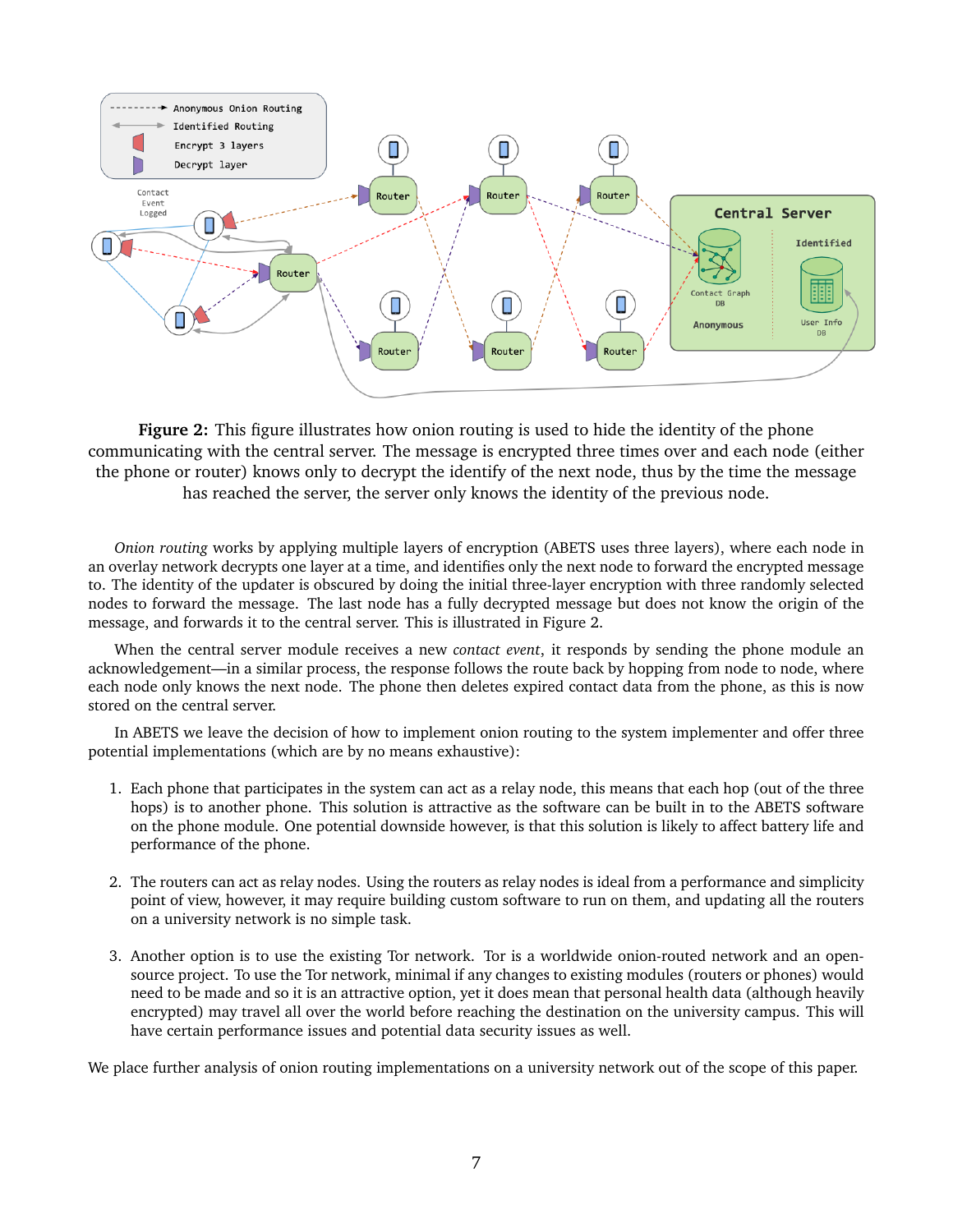**Figure 2:** This figure illustrates how onion routing is used to hide the identity of the phone communicating with the central server. The message is encrypted three times over and each node (either the phone or router) knows only to decrypt the identify of the next node, thus by the time the message has reached the server, the server only knows the identity of the previous node.

*Onion routing* works by applying multiple layers of encryption (ABETS uses three layers), where each node in an overlay network decrypts one layer at a time, and identifies only the next node to forward the encrypted message to. The identity of the updater is obscured by doing the initial three-layer encryption with three randomly selected nodes to forward the message. The last node has a fully decrypted message but does not know the origin of the message, and forwards it to the central server. This is illustrated in Figure 2.

When the central server module receives a new *contact event*, it responds by sending the phone module an acknowledgement—in a similar process, the response follows the route back by hopping from node to node, where each node only knows the next node. The phone then deletes expired contact data from the phone, as this is now stored on the central server.

In ABETS we leave the decision of how to implement onion routing to the system implementer and offer three potential implementations (which are by no means exhaustive):

1. Each phone that participates in the system can act as a relay node, this means that each hop (out of the three hops) is to another phone. This solution is attractive as the software can be built in to the ABETS software on the phone module. One potential downside however, is that this solution is likely to affect battery life and performance of the phone.

2. The routers can act as relay nodes. Using the routers as relay nodes is ideal from a performance and simplicity point of view, however, it may require building custom software to run on them, and updating all the routers on a university network is no simple task.

3. Another option is to use the existing Tor network. Tor is a worldwide onion-routed network and an open-source project. To use the Tor network, minimal if any changes to existing modules (routers or phones) would need to be made and so it is an attractive option, yet it does mean that personal health data (although heavily encrypted) may travel all over the world before reaching the destination on the university campus. This will have certain performance issues and potential data security issues as well.

We place further analysis of onion routing implementations on a university network out of the scope of this paper.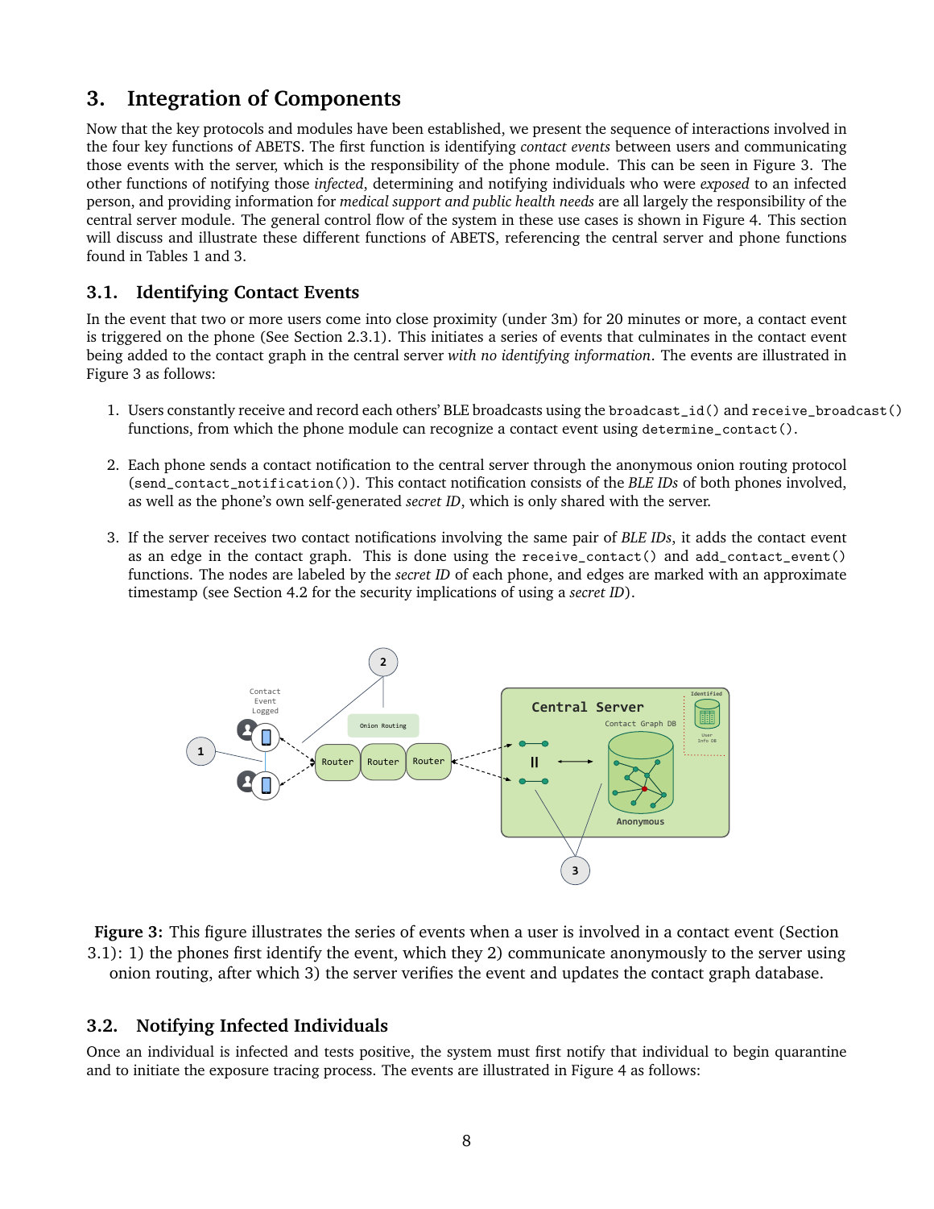## 3. Integration of Components

Now that the key protocols and modules have been established, we present the sequence of interactions involved in the four key functions of ABETS. The first function is identifying *contact events* between users and communicating those events with the server, which is the responsibility of the phone module. This can be seen in Figure 3. The other functions of notifying those *infected*, determining and notifying individuals who were *exposed* to an infected person, and providing information for *medical support and public health needs* are all largely the responsibility of the central server module. The general control flow of the system in these use cases is shown in Figure 4. This section will discuss and illustrate these different functions of ABETS, referencing the central server and phone functions found in Tables 1 and 3.

### 3.1. Identifying Contact Events

In the event that two or more users come into close proximity (under 3m) for 20 minutes or more, a contact event is triggered on the phone (See Section 2.3.1). This initiates a series of events that culminates in the contact event being added to the contact graph in the central server *with no identifying information*. The events are illustrated in Figure 3 as follows:

1. Users constantly receive and record each others' BLE broadcasts using the `broadcast_id()` and `receive_broadcast()` functions, from which the phone module can recognize a contact event using `determine_contact()`.

2. Each phone sends a contact notification to the central server through the anonymous onion routing protocol (`send_contact_notification()`). This contact notification consists of the *BLE IDs* of both phones involved, as well as the phone's own self-generated *secret ID*, which is only shared with the server.

3. If the server receives two contact notifications involving the same pair of *BLE IDs*, it adds the contact event as an edge in the contact graph. This is done using the `receive_contact()` and `add_contact_event()` functions. The nodes are labeled by the *secret ID* of each phone, and edges are marked with an approximate timestamp (see Section 4.2 for the security implications of using a *secret ID*).

**Figure 3:** This figure illustrates the series of events when a user is involved in a contact event (Section 3.1): 1) the phones first identify the event, which they 2) communicate anonymously to the server using onion routing, after which 3) the server verifies the event and updates the contact graph database.

### 3.2. Notifying Infected Individuals

Once an individual is infected and tests positive, the system must first notify that individual to begin quarantine and to initiate the exposure tracing process. The events are illustrated in Figure 4 as follows: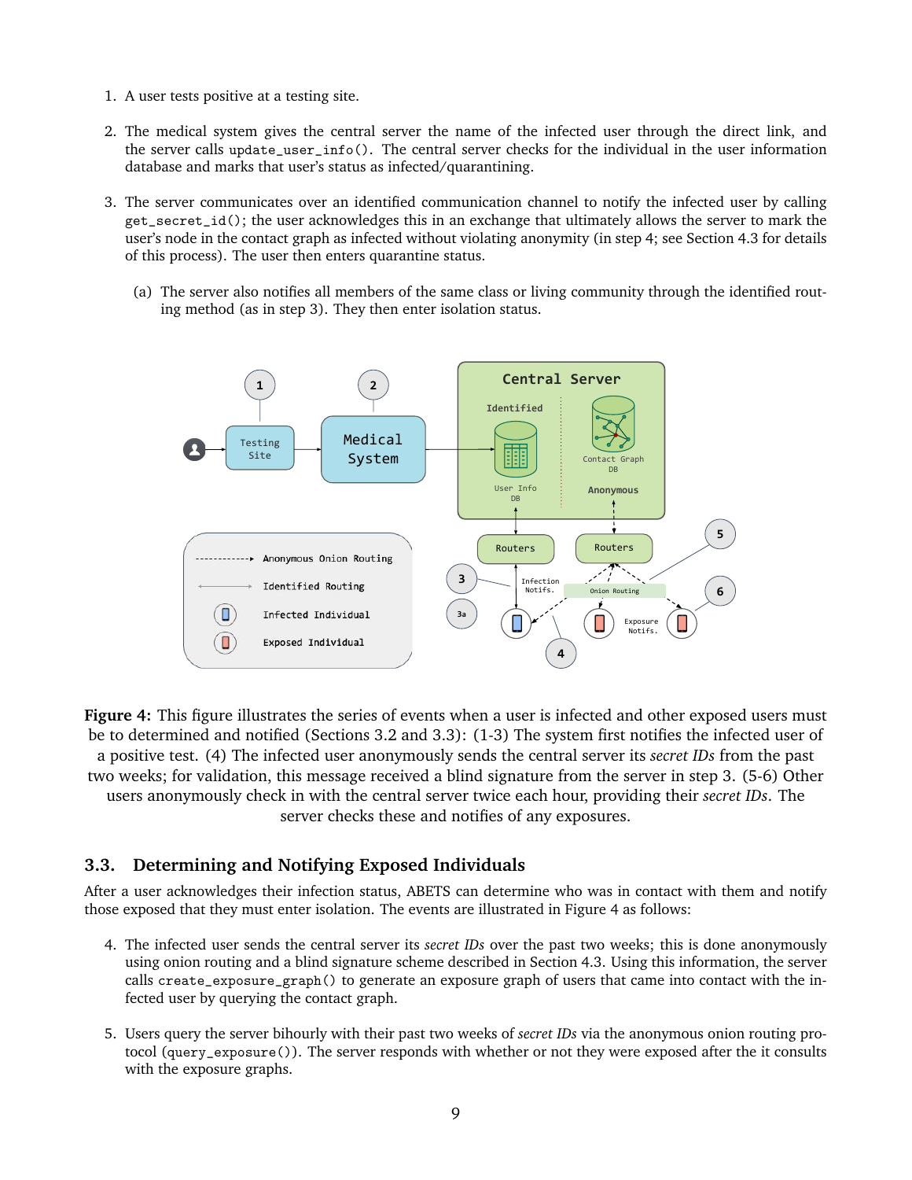1. A user tests positive at a testing site.

2. The medical system gives the central server the name of the infected user through the direct link, and the server calls `update_user_info()`. The central server checks for the individual in the user information database and marks that user's status as infected/quarantining.

3. The server communicates over an identified communication channel to notify the infected user by calling `get_secret_id()`; the user acknowledges this in an exchange that ultimately allows the server to mark the user's node in the contact graph as infected without violating anonymity (in step 4; see Section 4.3 for details of this process). The user then enters quarantine status.

   (a) The server also notifies all members of the same class or living community through the identified routing method (as in step 3). They then enter isolation status.

**Figure 4:** This figure illustrates the series of events when a user is infected and other exposed users must be to determined and notified (Sections 3.2 and 3.3): (1-3) The system first notifies the infected user of a positive test. (4) The infected user anonymously sends the central server its *secret IDs* from the past two weeks; for validation, this message received a blind signature from the server in step 3. (5-6) Other users anonymously check in with the central server twice each hour, providing their *secret IDs*. The server checks these and notifies of any exposures.

## 3.3. Determining and Notifying Exposed Individuals

After a user acknowledges their infection status, ABETS can determine who was in contact with them and notify those exposed that they must enter isolation. The events are illustrated in Figure 4 as follows:

4. The infected user sends the central server its *secret IDs* over the past two weeks; this is done anonymously using onion routing and a blind signature scheme described in Section 4.3. Using this information, the server calls `create_exposure_graph()` to generate an exposure graph of users that came into contact with the infected user by querying the contact graph.

5. Users query the server bihourly with their past two weeks of *secret IDs* via the anonymous onion routing protocol (`query_exposure()`). The server responds with whether or not they were exposed after the it consults with the exposure graphs.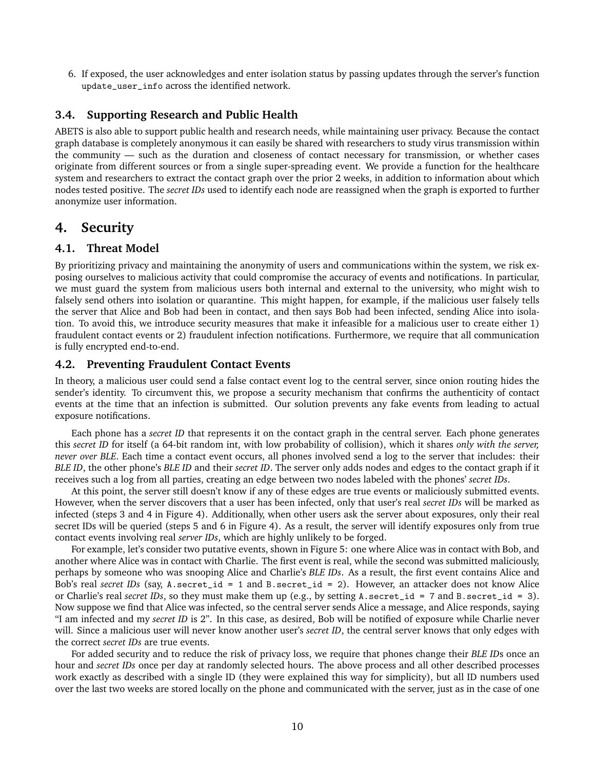6. If exposed, the user acknowledges and enter isolation status by passing updates through the server's function `update_user_info` across the identified network.

### 3.4. Supporting Research and Public Health

ABETS is also able to support public health and research needs, while maintaining user privacy. Because the contact graph database is completely anonymous it can easily be shared with researchers to study virus transmission within the community — such as the duration and closeness of contact necessary for transmission, or whether cases originate from different sources or from a single super-spreading event. We provide a function for the healthcare system and researchers to extract the contact graph over the prior 2 weeks, in addition to information about which nodes tested positive. The *secret IDs* used to identify each node are reassigned when the graph is exported to further anonymize user information.

## 4. Security

### 4.1. Threat Model

By prioritizing privacy and maintaining the anonymity of users and communications within the system, we risk exposing ourselves to malicious activity that could compromise the accuracy of events and notifications. In particular, we must guard the system from malicious users both internal and external to the university, who might wish to falsely send others into isolation or quarantine. This might happen, for example, if the malicious user falsely tells the server that Alice and Bob had been in contact, and then says Bob had been infected, sending Alice into isolation. To avoid this, we introduce security measures that make it infeasible for a malicious user to create either 1) fraudulent contact events or 2) fraudulent infection notifications. Furthermore, we require that all communication is fully encrypted end-to-end.

### 4.2. Preventing Fraudulent Contact Events

In theory, a malicious user could send a false contact event log to the central server, since onion routing hides the sender's identity. To circumvent this, we propose a security mechanism that confirms the authenticity of contact events at the time that an infection is submitted. Our solution prevents any fake events from leading to actual exposure notifications.

Each phone has a *secret ID* that represents it on the contact graph in the central server. Each phone generates this *secret ID* for itself (a 64-bit random int, with low probability of collision), which it shares *only with the server, never over BLE*. Each time a contact event occurs, all phones involved send a log to the server that includes: their *BLE ID*, the other phone's *BLE ID* and their *secret ID*. The server only adds nodes and edges to the contact graph if it receives such a log from all parties, creating an edge between two nodes labeled with the phones' *secret IDs*.

At this point, the server still doesn't know if any of these edges are true events or maliciously submitted events. However, when the server discovers that a user has been infected, only that user's real *secret IDs* will be marked as infected (steps 3 and 4 in Figure 4). Additionally, when other users ask the server about exposures, only their real secret IDs will be queried (steps 5 and 6 in Figure 4). As a result, the server will identify exposures only from true contact events involving real *server IDs*, which are highly unlikely to be forged.

For example, let's consider two putative events, shown in Figure 5: one where Alice was in contact with Bob, and another where Alice was in contact with Charlie. The first event is real, while the second was submitted maliciously, perhaps by someone who was snooping Alice and Charlie's *BLE IDs*. As a result, the first event contains Alice and Bob's real *secret IDs* (say, `A.secret_id = 1` and `B.secret_id = 2`). However, an attacker does not know Alice or Charlie's real *secret IDs*, so they must make them up (e.g., by setting `A.secret_id = 7` and `B.secret_id = 3`). Now suppose we find that Alice was infected, so the central server sends Alice a message, and Alice responds, saying "I am infected and my *secret ID* is 2". In this case, as desired, Bob will be notified of exposure while Charlie never will. Since a malicious user will never know another user's *secret ID*, the central server knows that only edges with the correct *secret IDs* are true events.

For added security and to reduce the risk of privacy loss, we require that phones change their *BLE ID*s once an hour and *secret IDs* once per day at randomly selected hours. The above process and all other described processes work exactly as described with a single ID (they were explained this way for simplicity), but all ID numbers used over the last two weeks are stored locally on the phone and communicated with the server, just as in the case of one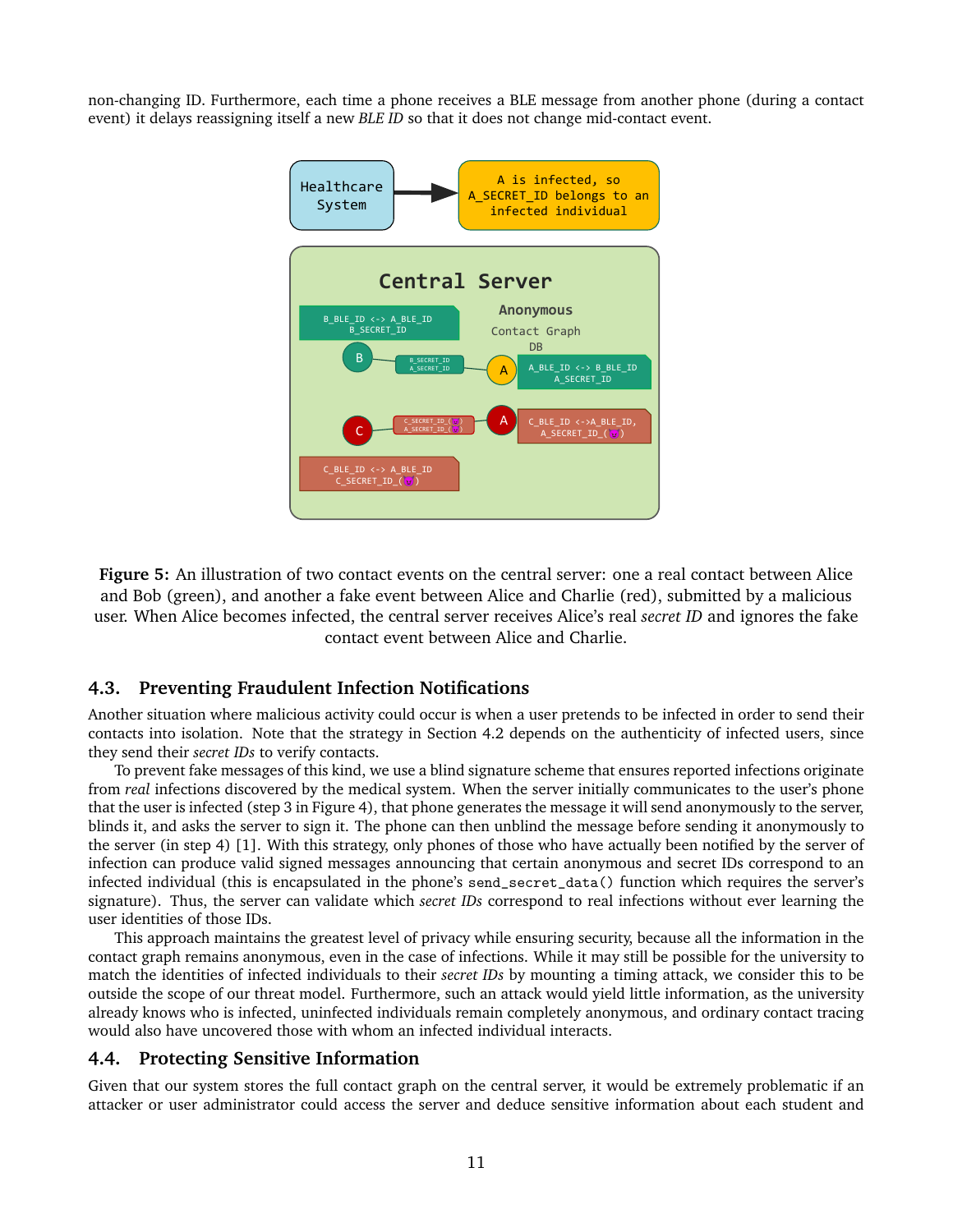non-changing ID. Furthermore, each time a phone receives a BLE message from another phone (during a contact event) it delays reassigning itself a new *BLE ID* so that it does not change mid-contact event.

**Figure 5:** An illustration of two contact events on the central server: one a real contact between Alice and Bob (green), and another a fake event between Alice and Charlie (red), submitted by a malicious user. When Alice becomes infected, the central server receives Alice's real *secret ID* and ignores the fake contact event between Alice and Charlie.

## 4.3. Preventing Fraudulent Infection Notifications

Another situation where malicious activity could occur is when a user pretends to be infected in order to send their contacts into isolation. Note that the strategy in Section 4.2 depends on the authenticity of infected users, since they send their *secret IDs* to verify contacts.

To prevent fake messages of this kind, we use a blind signature scheme that ensures reported infections originate from *real* infections discovered by the medical system. When the server initially communicates to the user's phone that the user is infected (step 3 in Figure 4), that phone generates the message it will send anonymously to the server, blinds it, and asks the server to sign it. The phone can then unblind the message before sending it anonymously to the server (in step 4) [1]. With this strategy, only phones of those who have actually been notified by the server of infection can produce valid signed messages announcing that certain anonymous and secret IDs correspond to an infected individual (this is encapsulated in the phone's `send_secret_data()` function which requires the server's signature). Thus, the server can validate which *secret IDs* correspond to real infections without ever learning the user identities of those IDs.

This approach maintains the greatest level of privacy while ensuring security, because all the information in the contact graph remains anonymous, even in the case of infections. While it may still be possible for the university to match the identities of infected individuals to their *secret IDs* by mounting a timing attack, we consider this to be outside the scope of our threat model. Furthermore, such an attack would yield little information, as the university already knows who is infected, uninfected individuals remain completely anonymous, and ordinary contact tracing would also have uncovered those with whom an infected individual interacts.

## 4.4. Protecting Sensitive Information

Given that our system stores the full contact graph on the central server, it would be extremely problematic if an attacker or user administrator could access the server and deduce sensitive information about each student and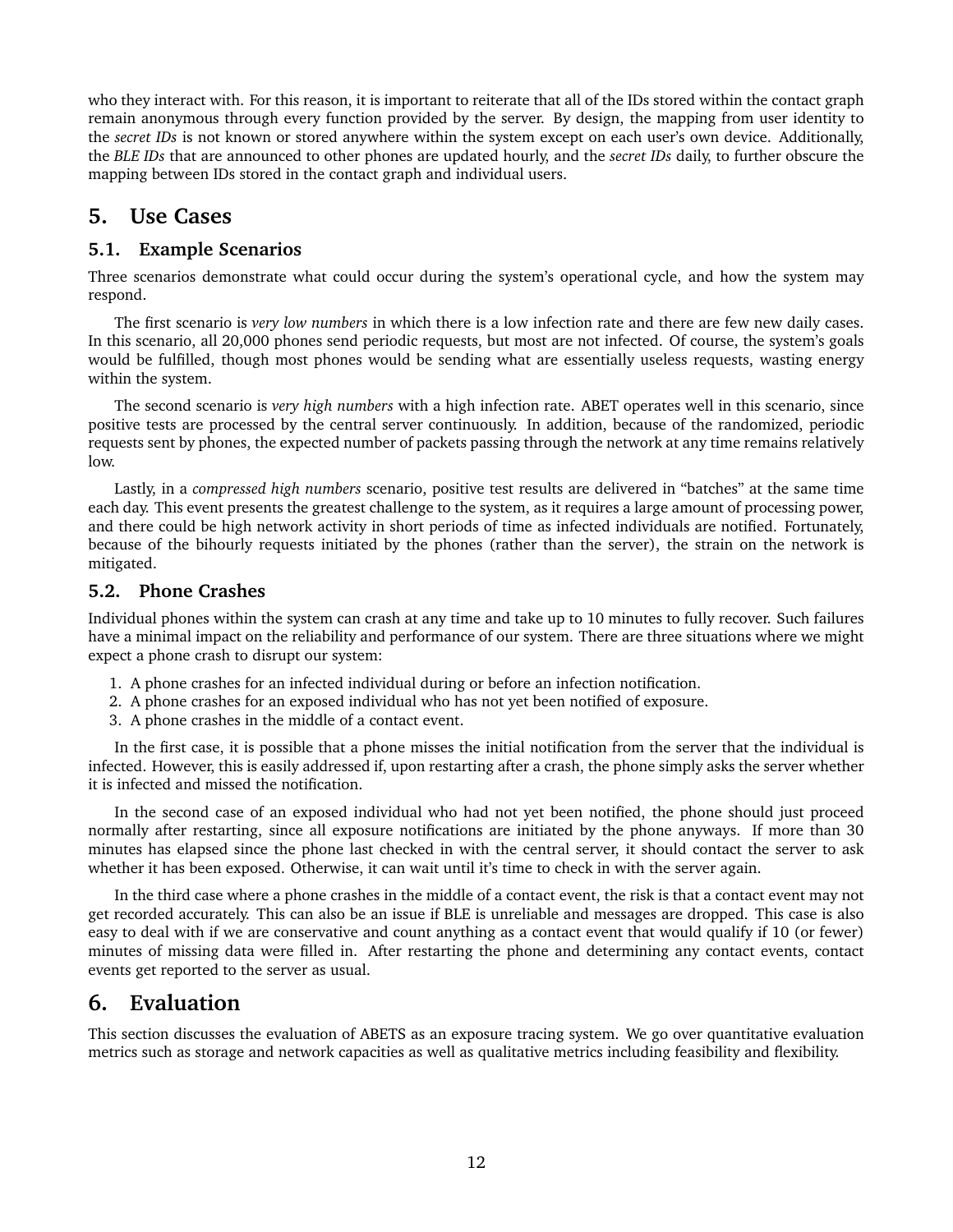who they interact with. For this reason, it is important to reiterate that all of the IDs stored within the contact graph remain anonymous through every function provided by the server. By design, the mapping from user identity to the *secret IDs* is not known or stored anywhere within the system except on each user's own device. Additionally, the *BLE IDs* that are announced to other phones are updated hourly, and the *secret IDs* daily, to further obscure the mapping between IDs stored in the contact graph and individual users.

## 5. Use Cases

### 5.1. Example Scenarios

Three scenarios demonstrate what could occur during the system's operational cycle, and how the system may respond.

The first scenario is *very low numbers* in which there is a low infection rate and there are few new daily cases. In this scenario, all 20,000 phones send periodic requests, but most are not infected. Of course, the system's goals would be fulfilled, though most phones would be sending what are essentially useless requests, wasting energy within the system.

The second scenario is *very high numbers* with a high infection rate. ABET operates well in this scenario, since positive tests are processed by the central server continuously. In addition, because of the randomized, periodic requests sent by phones, the expected number of packets passing through the network at any time remains relatively low.

Lastly, in a *compressed high numbers* scenario, positive test results are delivered in "batches" at the same time each day. This event presents the greatest challenge to the system, as it requires a large amount of processing power, and there could be high network activity in short periods of time as infected individuals are notified. Fortunately, because of the bihourly requests initiated by the phones (rather than the server), the strain on the network is mitigated.

### 5.2. Phone Crashes

Individual phones within the system can crash at any time and take up to 10 minutes to fully recover. Such failures have a minimal impact on the reliability and performance of our system. There are three situations where we might expect a phone crash to disrupt our system:

1. A phone crashes for an infected individual during or before an infection notification.
2. A phone crashes for an exposed individual who has not yet been notified of exposure.
3. A phone crashes in the middle of a contact event.

In the first case, it is possible that a phone misses the initial notification from the server that the individual is infected. However, this is easily addressed if, upon restarting after a crash, the phone simply asks the server whether it is infected and missed the notification.

In the second case of an exposed individual who had not yet been notified, the phone should just proceed normally after restarting, since all exposure notifications are initiated by the phone anyways. If more than 30 minutes has elapsed since the phone last checked in with the central server, it should contact the server to ask whether it has been exposed. Otherwise, it can wait until it's time to check in with the server again.

In the third case where a phone crashes in the middle of a contact event, the risk is that a contact event may not get recorded accurately. This can also be an issue if BLE is unreliable and messages are dropped. This case is also easy to deal with if we are conservative and count anything as a contact event that would qualify if 10 (or fewer) minutes of missing data were filled in. After restarting the phone and determining any contact events, contact events get reported to the server as usual.

## 6. Evaluation

This section discusses the evaluation of ABETS as an exposure tracing system. We go over quantitative evaluation metrics such as storage and network capacities as well as qualitative metrics including feasibility and flexibility.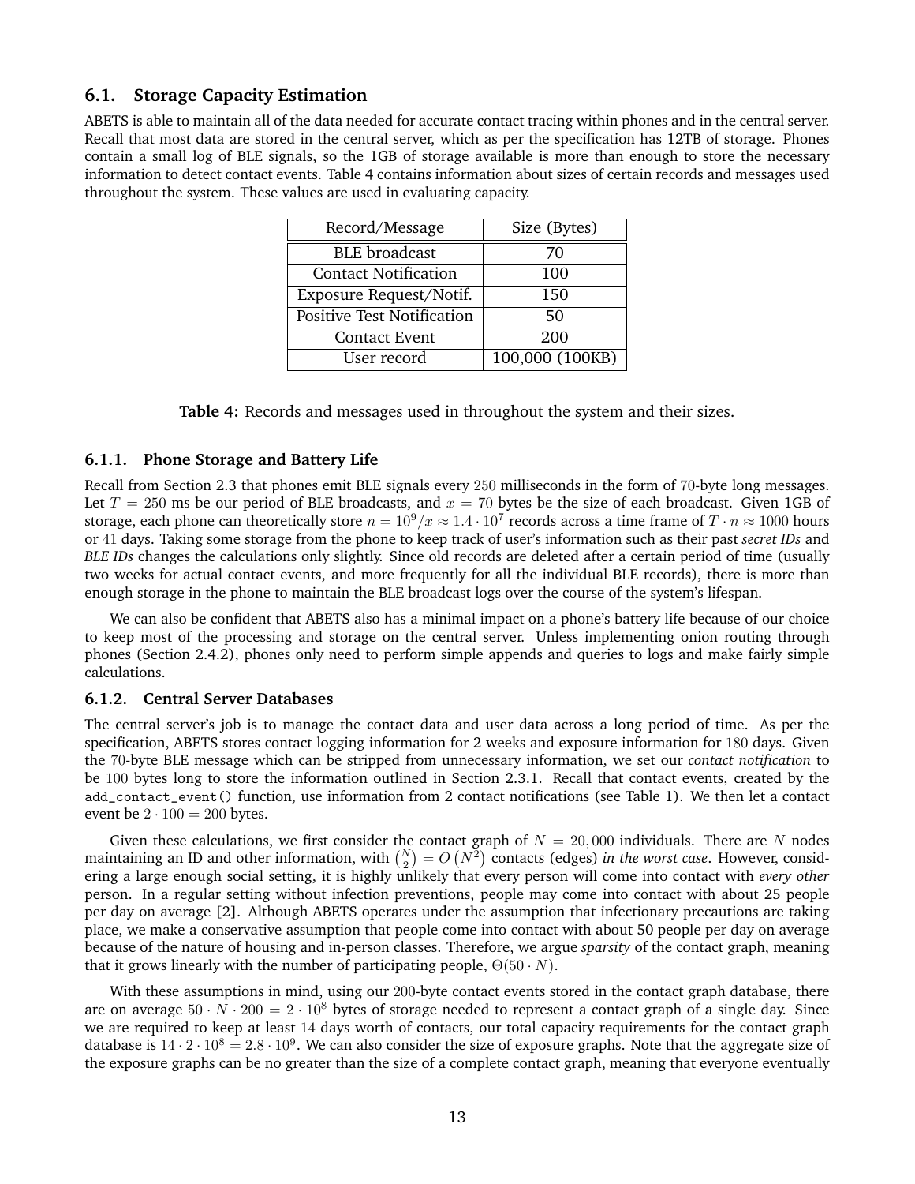### 6.1. Storage Capacity Estimation

ABETS is able to maintain all of the data needed for accurate contact tracing within phones and in the central server. Recall that most data are stored in the central server, which as per the specification has 12TB of storage. Phones contain a small log of BLE signals, so the 1GB of storage available is more than enough to store the necessary information to detect contact events. Table 4 contains information about sizes of certain records and messages used throughout the system. These values are used in evaluating capacity.

| Record/Message | Size (Bytes) |
|---|---|
| BLE broadcast | 70 |
| Contact Notification | 100 |
| Exposure Request/Notif. | 150 |
| Positive Test Notification | 50 |
| Contact Event | 200 |
| User record | 100,000 (100KB) |

**Table 4:** Records and messages used in throughout the system and their sizes.

#### 6.1.1. Phone Storage and Battery Life

Recall from Section 2.3 that phones emit BLE signals every $250$ milliseconds in the form of $70$-byte long messages. Let $T = 250$ ms be our period of BLE broadcasts, and $x = 70$ bytes be the size of each broadcast. Given 1GB of storage, each phone can theoretically store $n = 10^9/x \approx 1.4 \cdot 10^7$ records across a time frame of $T \cdot n \approx 1000$ hours or $41$ days. Taking some storage from the phone to keep track of user's information such as their past *secret IDs* and *BLE IDs* changes the calculations only slightly. Since old records are deleted after a certain period of time (usually two weeks for actual contact events, and more frequently for all the individual BLE records), there is more than enough storage in the phone to maintain the BLE broadcast logs over the course of the system's lifespan.

We can also be confident that ABETS also has a minimal impact on a phone's battery life because of our choice to keep most of the processing and storage on the central server. Unless implementing onion routing through phones (Section 2.4.2), phones only need to perform simple appends and queries to logs and make fairly simple calculations.

#### 6.1.2. Central Server Databases

The central server's job is to manage the contact data and user data across a long period of time. As per the specification, ABETS stores contact logging information for 2 weeks and exposure information for $180$ days. Given the $70$-byte BLE message which can be stripped from unnecessary information, we set our *contact notification* to be $100$ bytes long to store the information outlined in Section 2.3.1. Recall that contact events, created by the `add_contact_event()` function, use information from 2 contact notifications (see Table 1). We then let a contact event be $2 \cdot 100 = 200$ bytes.

Given these calculations, we first consider the contact graph of $N = 20,000$ individuals. There are $N$ nodes maintaining an ID and other information, with $\binom{N}{2} = O\left(N^2\right)$ contacts (edges) *in the worst case*. However, considering a large enough social setting, it is highly unlikely that every person will come into contact with *every other* person. In a regular setting without infection preventions, people may come into contact with about 25 people per day on average [2]. Although ABETS operates under the assumption that infectionary precautions are taking place, we make a conservative assumption that people come into contact with about 50 people per day on average because of the nature of housing and in-person classes. Therefore, we argue *sparsity* of the contact graph, meaning that it grows linearly with the number of participating people, $\Theta(50 \cdot N)$.

With these assumptions in mind, using our $200$-byte contact events stored in the contact graph database, there are on average $50 \cdot N \cdot 200 = 2 \cdot 10^8$ bytes of storage needed to represent a contact graph of a single day. Since we are required to keep at least $14$ days worth of contacts, our total capacity requirements for the contact graph database is $14 \cdot 2 \cdot 10^8 = 2.8 \cdot 10^9$. We can also consider the size of exposure graphs. Note that the aggregate size of the exposure graphs can be no greater than the size of a complete contact graph, meaning that everyone eventually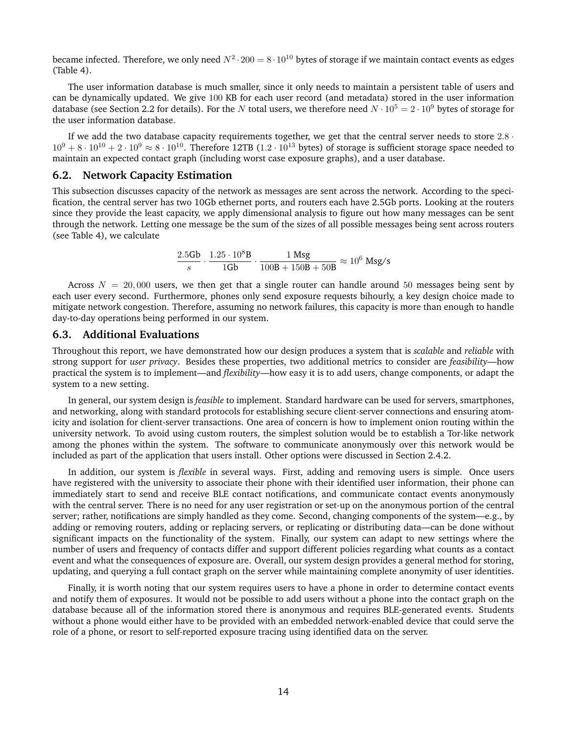became infected. Therefore, we only need $N^2 \cdot 200 = 8 \cdot 10^{10}$ bytes of storage if we maintain contact events as edges (Table 4).

The user information database is much smaller, since it only needs to maintain a persistent table of users and can be dynamically updated. We give $100$ KB for each user record (and metadata) stored in the user information database (see Section 2.2 for details). For the $N$ total users, we therefore need $N \cdot 10^5 = 2 \cdot 10^9$ bytes of storage for the user information database.

If we add the two database capacity requirements together, we get that the central server needs to store $2.8 \cdot 10^9 + 8 \cdot 10^{10} + 2 \cdot 10^9 \approx 8 \cdot 10^{10}$. Therefore 12TB ($1.2 \cdot 10^{13}$ bytes) of storage is sufficient storage space needed to maintain an expected contact graph (including worst case exposure graphs), and a user database.

## 6.2. Network Capacity Estimation

This subsection discusses capacity of the network as messages are sent across the network. According to the specification, the central server has two 10Gb ethernet ports, and routers each have 2.5Gb ports. Looking at the routers since they provide the least capacity, we apply dimensional analysis to figure out how many messages can be sent through the network. Letting one message be the sum of the sizes of all possible messages being sent across routers (see Table 4), we calculate

$$\frac{2.5\text{Gb}}{s} \cdot \frac{1.25 \cdot 10^8\text{B}}{1\text{Gb}} \cdot \frac{1 \text{ Msg}}{100\text{B} + 150\text{B} + 50\text{B}} \approx 10^6 \text{ Msg/s}$$

Across $N = 20,000$ users, we then get that a single router can handle around $50$ messages being sent by each user every second. Furthermore, phones only send exposure requests bihourly, a key design choice made to mitigate network congestion. Therefore, assuming no network failures, this capacity is more than enough to handle day-to-day operations being performed in our system.

## 6.3. Additional Evaluations

Throughout this report, we have demonstrated how our design produces a system that is *scalable* and *reliable* with strong support for *user privacy*. Besides these properties, two additional metrics to consider are *feasibility*—how practical the system is to implement—and *flexibility*—how easy it is to add users, change components, or adapt the system to a new setting.

In general, our system design is *feasible* to implement. Standard hardware can be used for servers, smartphones, and networking, along with standard protocols for establishing secure client-server connections and ensuring atomicity and isolation for client-server transactions. One area of concern is how to implement onion routing within the university network. To avoid using custom routers, the simplest solution would be to establish a Tor-like network among the phones within the system. The software to communicate anonymously over this network would be included as part of the application that users install. Other options were discussed in Section 2.4.2.

In addition, our system is *flexible* in several ways. First, adding and removing users is simple. Once users have registered with the university to associate their phone with their identified user information, their phone can immediately start to send and receive BLE contact notifications, and communicate contact events anonymously with the central server. There is no need for any user registration or set-up on the anonymous portion of the central server; rather, notifications are simply handled as they come. Second, changing components of the system—e.g., by adding or removing routers, adding or replacing servers, or replicating or distributing data—can be done without significant impacts on the functionality of the system. Finally, our system can adapt to new settings where the number of users and frequency of contacts differ and support different policies regarding what counts as a contact event and what the consequences of exposure are. Overall, our system design provides a general method for storing, updating, and querying a full contact graph on the server while maintaining complete anonymity of user identities.

Finally, it is worth noting that our system requires users to have a phone in order to determine contact events and notify them of exposures. It would not be possible to add users without a phone into the contact graph on the database because all of the information stored there is anonymous and requires BLE-generated events. Students without a phone would either have to be provided with an embedded network-enabled device that could serve the role of a phone, or resort to self-reported exposure tracing using identified data on the server.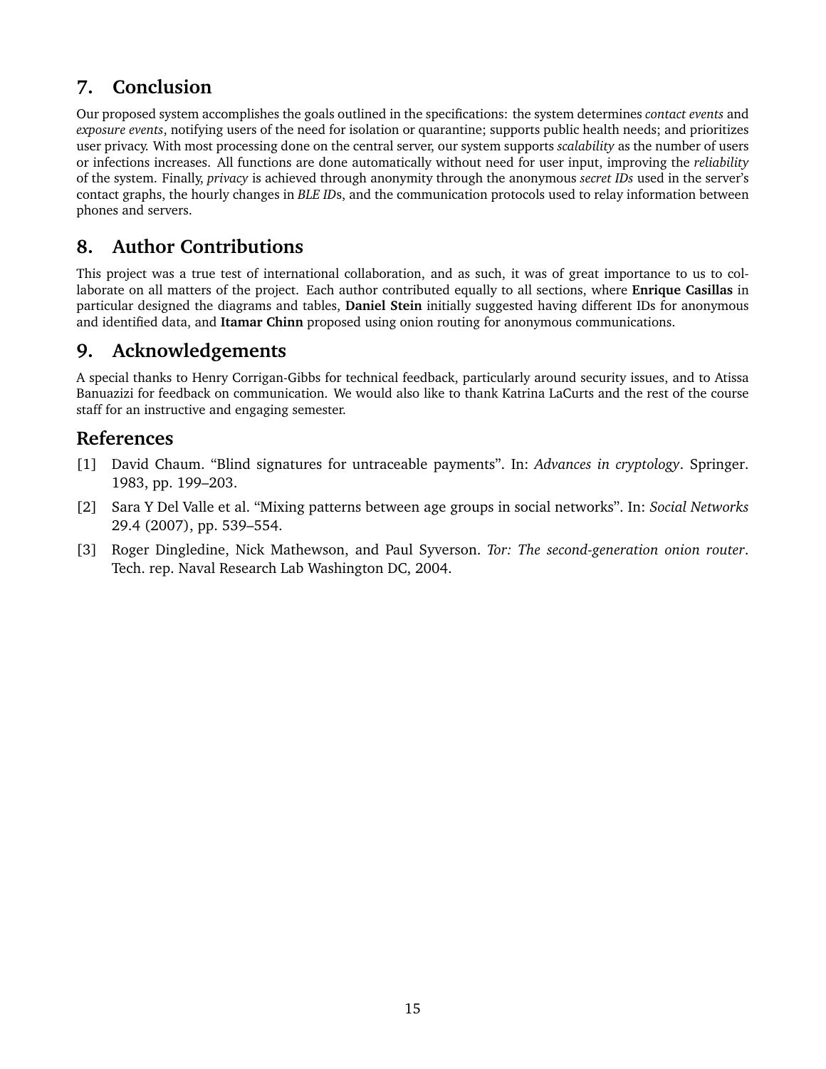## 7. Conclusion

Our proposed system accomplishes the goals outlined in the specifications: the system determines *contact events* and *exposure events*, notifying users of the need for isolation or quarantine; supports public health needs; and prioritizes user privacy. With most processing done on the central server, our system supports *scalability* as the number of users or infections increases. All functions are done automatically without need for user input, improving the *reliability* of the system. Finally, *privacy* is achieved through anonymity through the anonymous *secret IDs* used in the server's contact graphs, the hourly changes in *BLE ID*s, and the communication protocols used to relay information between phones and servers.

## 8. Author Contributions

This project was a true test of international collaboration, and as such, it was of great importance to us to collaborate on all matters of the project. Each author contributed equally to all sections, where **Enrique Casillas** in particular designed the diagrams and tables, **Daniel Stein** initially suggested having different IDs for anonymous and identified data, and **Itamar Chinn** proposed using onion routing for anonymous communications.

## 9. Acknowledgements

A special thanks to Henry Corrigan-Gibbs for technical feedback, particularly around security issues, and to Atissa Banuazizi for feedback on communication. We would also like to thank Katrina LaCurts and the rest of the course staff for an instructive and engaging semester.

## References

[1] David Chaum. "Blind signatures for untraceable payments". In: *Advances in cryptology*. Springer. 1983, pp. 199–203.

[2] Sara Y Del Valle et al. "Mixing patterns between age groups in social networks". In: *Social Networks* 29.4 (2007), pp. 539–554.

[3] Roger Dingledine, Nick Mathewson, and Paul Syverson. *Tor: The second-generation onion router*. Tech. rep. Naval Research Lab Washington DC, 2004.